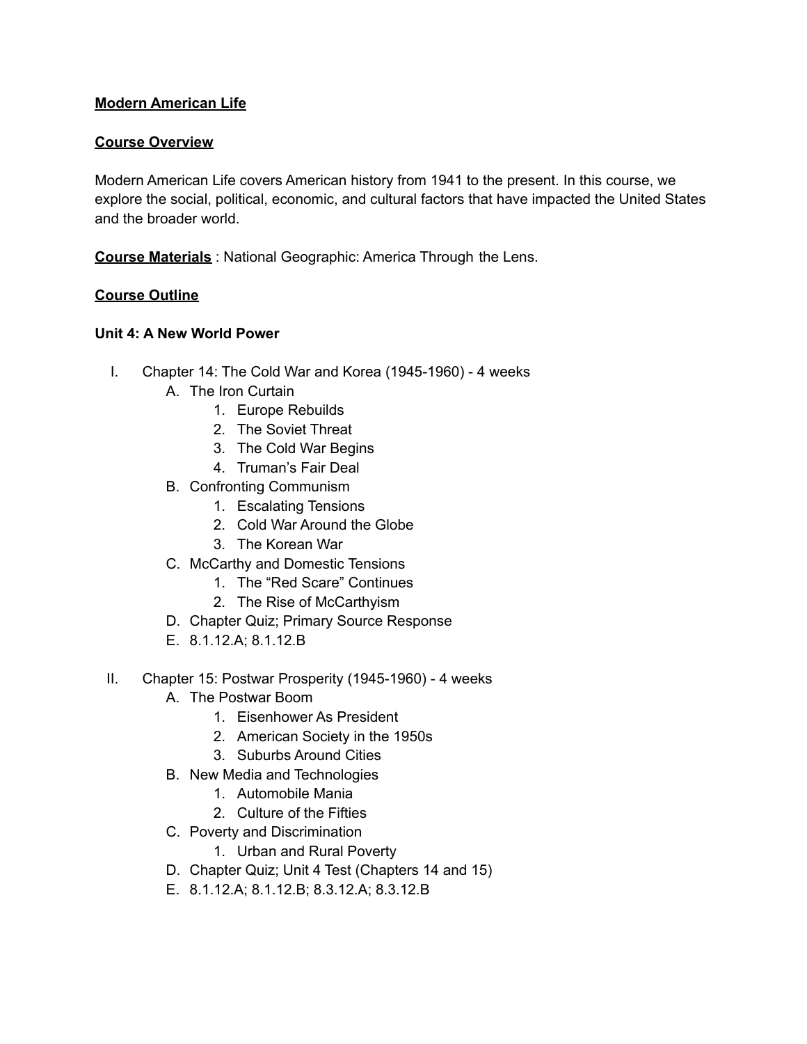**Modern American Life**

**Course Overview**

Modern American Life covers American history from 1941 to the present. In this course, we explore the social, political, economic, and cultural factors that have impacted the United States and the broader world.

**Course Materials** : National Geographic: America Through the Lens.

**Course Outline**

**Unit 4: A New World Power**

I. Chapter 14: The Cold War and Korea (1945-1960) - 4 weeks
   A. The Iron Curtain
      1. Europe Rebuilds
      2. The Soviet Threat
      3. The Cold War Begins
      4. Truman's Fair Deal
   B. Confronting Communism
      1. Escalating Tensions
      2. Cold War Around the Globe
      3. The Korean War
   C. McCarthy and Domestic Tensions
      1. The "Red Scare" Continues
      2. The Rise of McCarthyism
   D. Chapter Quiz; Primary Source Response
   E. 8.1.12.A; 8.1.12.B

II. Chapter 15: Postwar Prosperity (1945-1960) - 4 weeks
   A. The Postwar Boom
      1. Eisenhower As President
      2. American Society in the 1950s
      3. Suburbs Around Cities
   B. New Media and Technologies
      1. Automobile Mania
      2. Culture of the Fifties
   C. Poverty and Discrimination
      1. Urban and Rural Poverty
   D. Chapter Quiz; Unit 4 Test (Chapters 14 and 15)
   E. 8.1.12.A; 8.1.12.B; 8.3.12.A; 8.3.12.B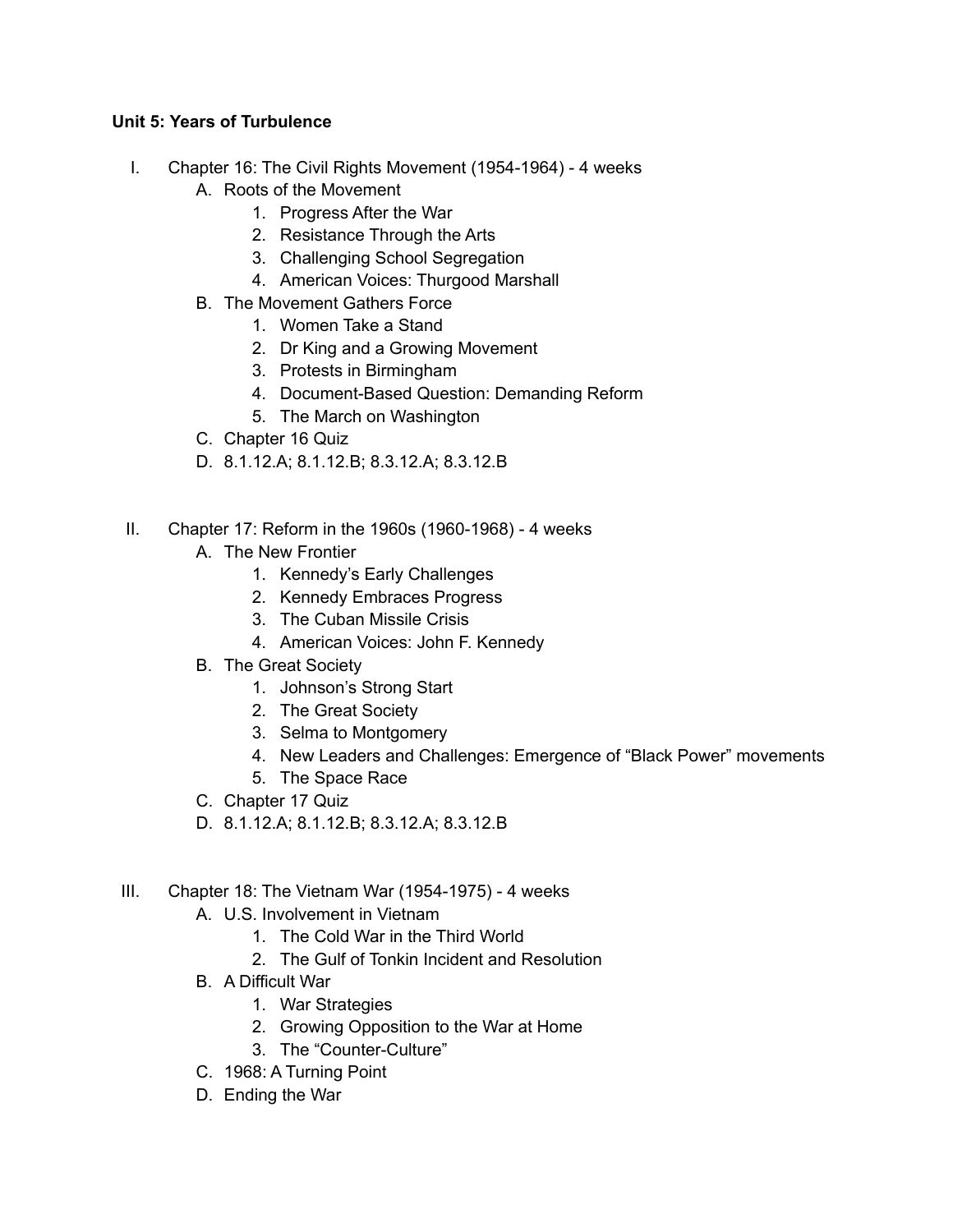**Unit 5: Years of Turbulence**

I. Chapter 16: The Civil Rights Movement (1954-1964) - 4 weeks
   A. Roots of the Movement
      1. Progress After the War
      2. Resistance Through the Arts
      3. Challenging School Segregation
      4. American Voices: Thurgood Marshall
   B. The Movement Gathers Force
      1. Women Take a Stand
      2. Dr King and a Growing Movement
      3. Protests in Birmingham
      4. Document-Based Question: Demanding Reform
      5. The March on Washington
   C. Chapter 16 Quiz
   D. 8.1.12.A; 8.1.12.B; 8.3.12.A; 8.3.12.B

II. Chapter 17: Reform in the 1960s (1960-1968) - 4 weeks
   A. The New Frontier
      1. Kennedy's Early Challenges
      2. Kennedy Embraces Progress
      3. The Cuban Missile Crisis
      4. American Voices: John F. Kennedy
   B. The Great Society
      1. Johnson's Strong Start
      2. The Great Society
      3. Selma to Montgomery
      4. New Leaders and Challenges: Emergence of "Black Power" movements
      5. The Space Race
   C. Chapter 17 Quiz
   D. 8.1.12.A; 8.1.12.B; 8.3.12.A; 8.3.12.B

III. Chapter 18: The Vietnam War (1954-1975) - 4 weeks
   A. U.S. Involvement in Vietnam
      1. The Cold War in the Third World
      2. The Gulf of Tonkin Incident and Resolution
   B. A Difficult War
      1. War Strategies
      2. Growing Opposition to the War at Home
      3. The "Counter-Culture"
   C. 1968: A Turning Point
   D. Ending the War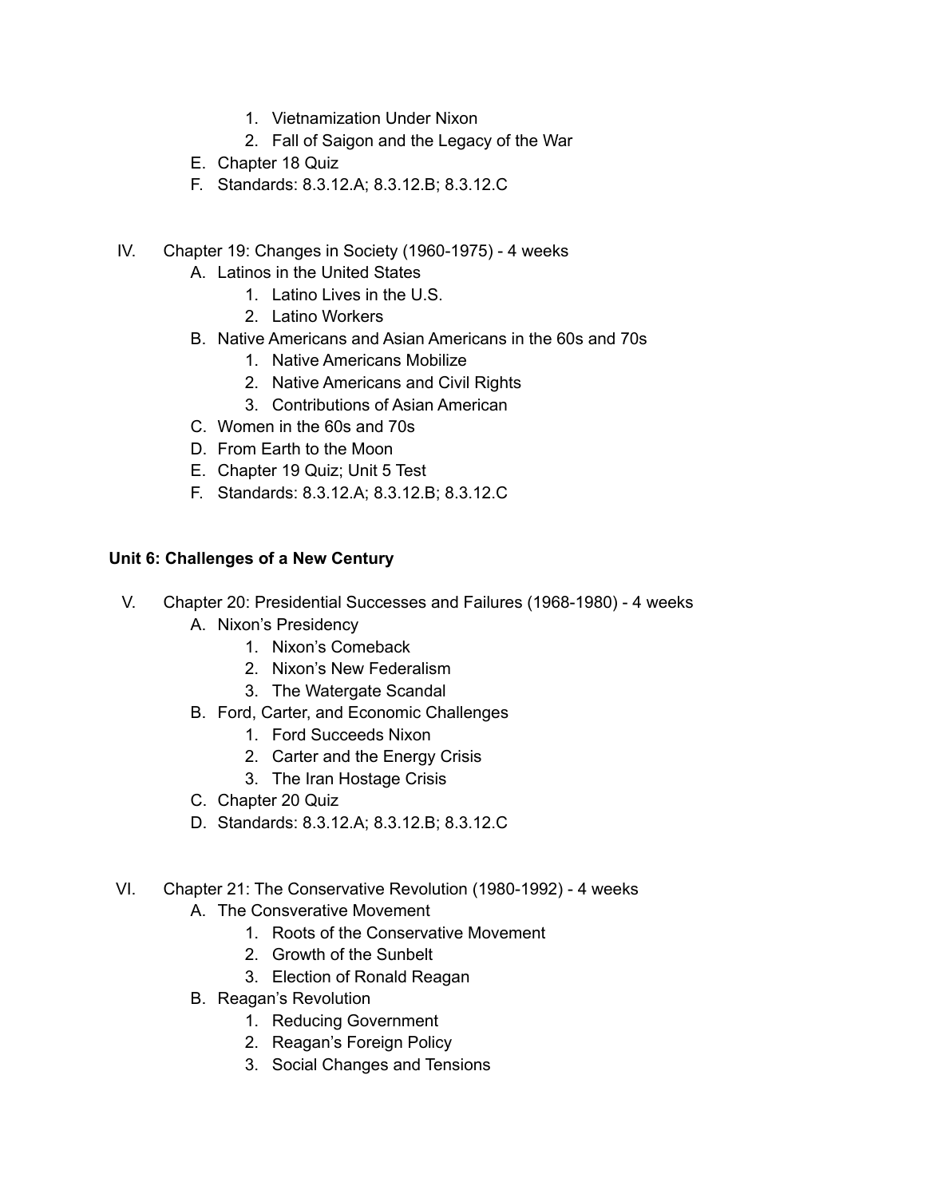1. Vietnamization Under Nixon
2. Fall of Saigon and the Legacy of the War

E. Chapter 18 Quiz
F. Standards: 8.3.12.A; 8.3.12.B; 8.3.12.C

IV. Chapter 19: Changes in Society (1960-1975) - 4 weeks

A. Latinos in the United States
   1. Latino Lives in the U.S.
   2. Latino Workers
B. Native Americans and Asian Americans in the 60s and 70s
   1. Native Americans Mobilize
   2. Native Americans and Civil Rights
   3. Contributions of Asian American
C. Women in the 60s and 70s
D. From Earth to the Moon
E. Chapter 19 Quiz; Unit 5 Test
F. Standards: 8.3.12.A; 8.3.12.B; 8.3.12.C

**Unit 6: Challenges of a New Century**

V. Chapter 20: Presidential Successes and Failures (1968-1980) - 4 weeks

A. Nixon's Presidency
   1. Nixon's Comeback
   2. Nixon's New Federalism
   3. The Watergate Scandal
B. Ford, Carter, and Economic Challenges
   1. Ford Succeeds Nixon
   2. Carter and the Energy Crisis
   3. The Iran Hostage Crisis
C. Chapter 20 Quiz
D. Standards: 8.3.12.A; 8.3.12.B; 8.3.12.C

VI. Chapter 21: The Conservative Revolution (1980-1992) - 4 weeks

A. The Consverative Movement
   1. Roots of the Conservative Movement
   2. Growth of the Sunbelt
   3. Election of Ronald Reagan
B. Reagan's Revolution
   1. Reducing Government
   2. Reagan's Foreign Policy
   3. Social Changes and Tensions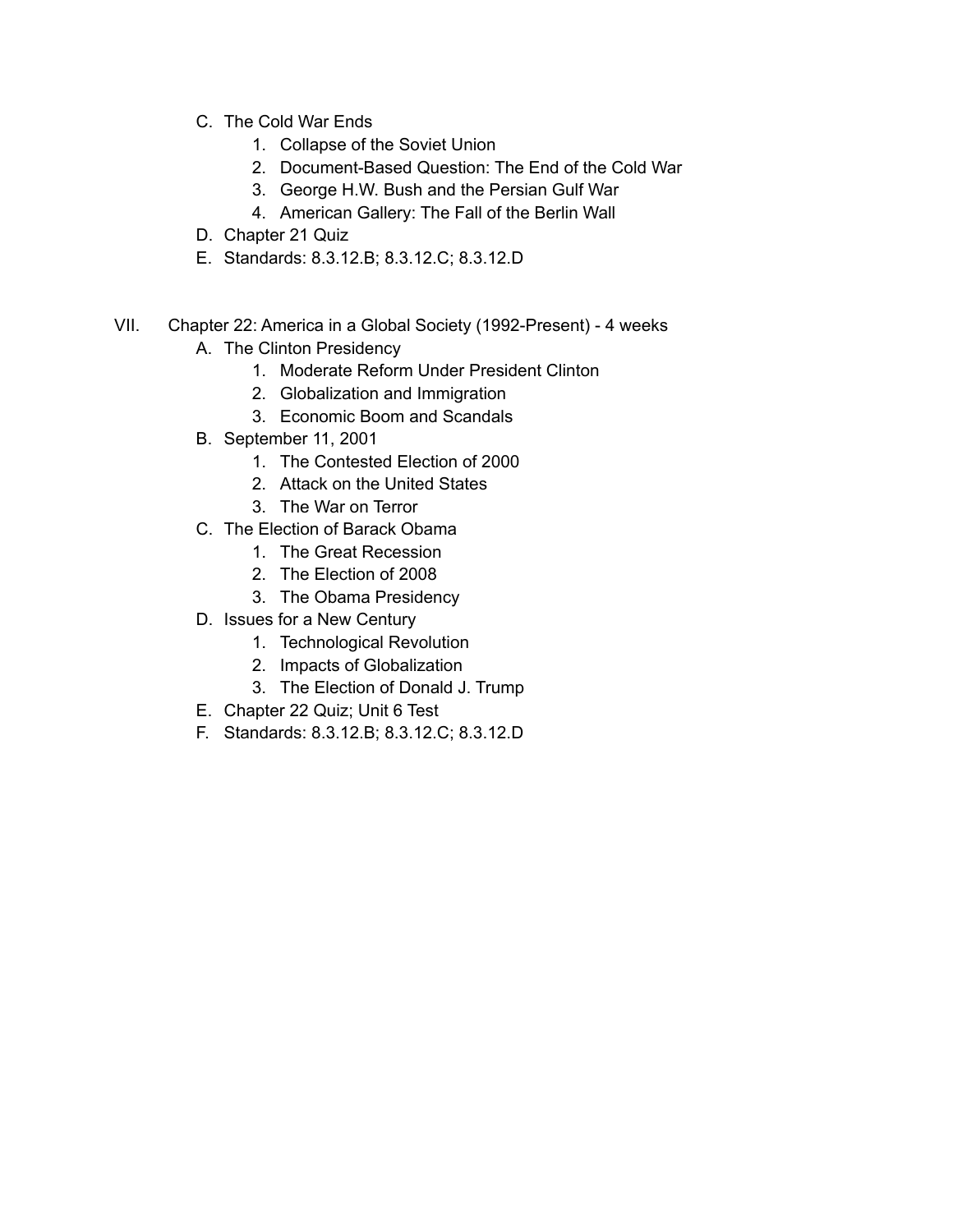C. The Cold War Ends
    1. Collapse of the Soviet Union
    2. Document-Based Question: The End of the Cold War
    3. George H.W. Bush and the Persian Gulf War
    4. American Gallery: The Fall of the Berlin Wall
D. Chapter 21 Quiz
E. Standards: 8.3.12.B; 8.3.12.C; 8.3.12.D

VII. Chapter 22: America in a Global Society (1992-Present) - 4 weeks
   A. The Clinton Presidency
      1. Moderate Reform Under President Clinton
      2. Globalization and Immigration
      3. Economic Boom and Scandals
   B. September 11, 2001
      1. The Contested Election of 2000
      2. Attack on the United States
      3. The War on Terror
   C. The Election of Barack Obama
      1. The Great Recession
      2. The Election of 2008
      3. The Obama Presidency
   D. Issues for a New Century
      1. Technological Revolution
      2. Impacts of Globalization
      3. The Election of Donald J. Trump
   E. Chapter 22 Quiz; Unit 6 Test
   F. Standards: 8.3.12.B; 8.3.12.C; 8.3.12.D